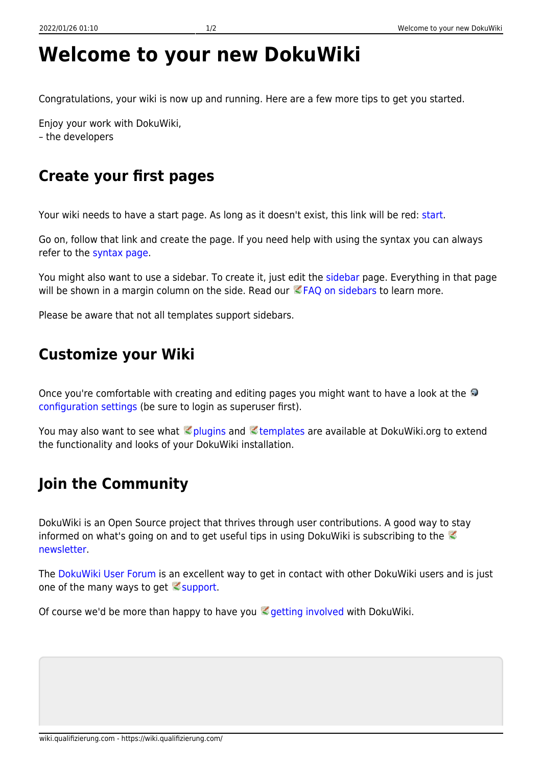# Welcome to your new DokuWiki

Congratulations, your wiki is now up and running. Here are a few more tips to get you started.

Enjoy your work with DokuWiki,
– the developers

## Create your first pages

Your wiki needs to have a start page. As long as it doesn't exist, this link will be red: start.

Go on, follow that link and create the page. If you need help with using the syntax you can always refer to the syntax page.

You might also want to use a sidebar. To create it, just edit the sidebar page. Everything in that page will be shown in a margin column on the side. Read our FAQ on sidebars to learn more.

Please be aware that not all templates support sidebars.

## Customize your Wiki

Once you're comfortable with creating and editing pages you might want to have a look at the configuration settings (be sure to login as superuser first).

You may also want to see what plugins and templates are available at DokuWiki.org to extend the functionality and looks of your DokuWiki installation.

## Join the Community

DokuWiki is an Open Source project that thrives through user contributions. A good way to stay informed on what's going on and to get useful tips in using DokuWiki is subscribing to the newsletter.

The DokuWiki User Forum is an excellent way to get in contact with other DokuWiki users and is just one of the many ways to get support.

Of course we'd be more than happy to have you getting involved with DokuWiki.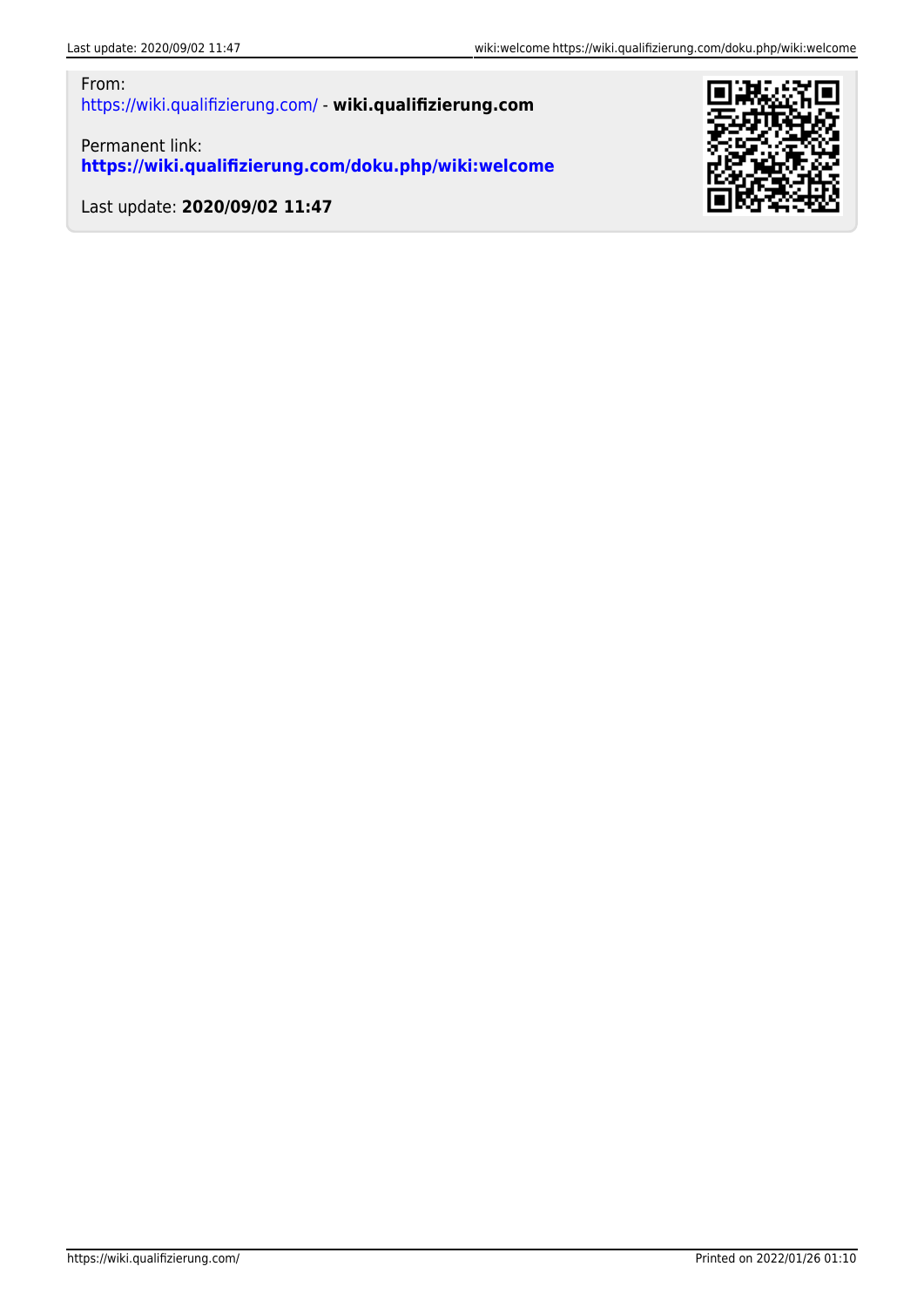From:
https://wiki.qualifizierung.com/ - **wiki.qualifizierung.com**

Permanent link:
**https://wiki.qualifizierung.com/doku.php/wiki:welcome**

Last update: **2020/09/02 11:47**